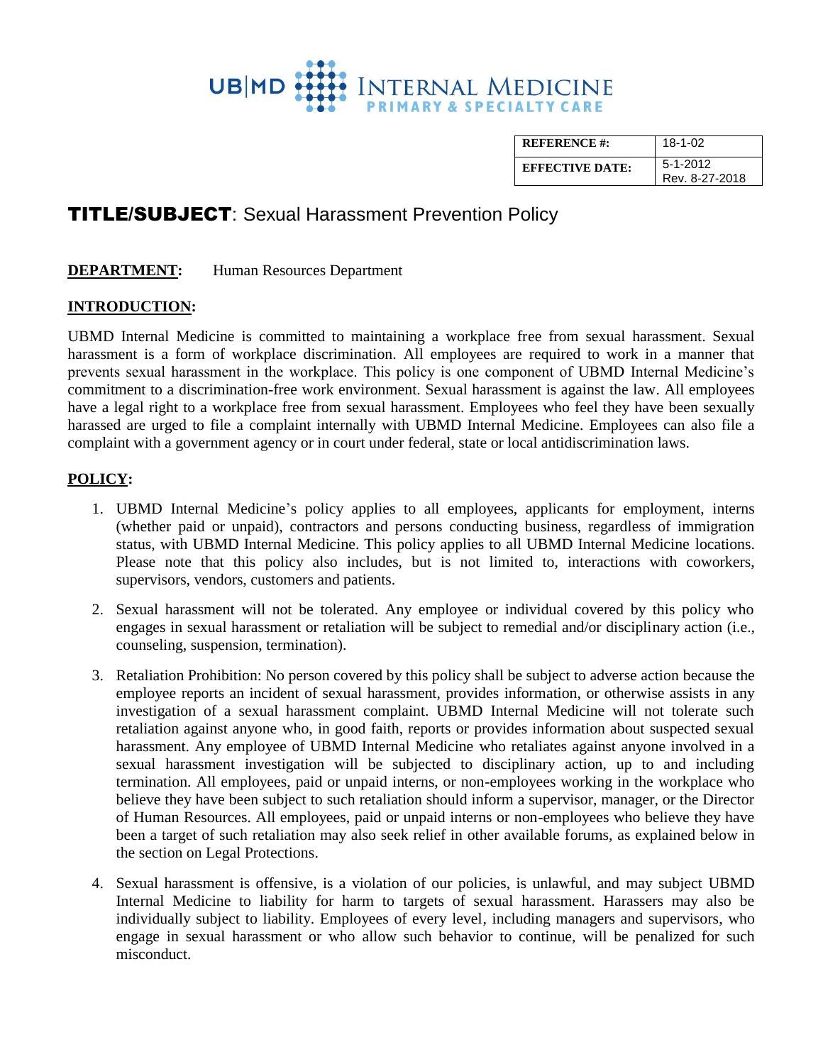UB|MD INTERNAL MEDICINE
PRIMARY & SPECIALTY CARE

| REFERENCE #: | 18-1-02 |
| --- | --- |
| EFFECTIVE DATE: | 5-1-2012<br>Rev. 8-27-2018 |

# TITLE/SUBJECT: Sexual Harassment Prevention Policy

**DEPARTMENT:** Human Resources Department

## INTRODUCTION:

UBMD Internal Medicine is committed to maintaining a workplace free from sexual harassment. Sexual harassment is a form of workplace discrimination. All employees are required to work in a manner that prevents sexual harassment in the workplace. This policy is one component of UBMD Internal Medicine's commitment to a discrimination-free work environment. Sexual harassment is against the law. All employees have a legal right to a workplace free from sexual harassment. Employees who feel they have been sexually harassed are urged to file a complaint internally with UBMD Internal Medicine. Employees can also file a complaint with a government agency or in court under federal, state or local antidiscrimination laws.

## POLICY:

1. UBMD Internal Medicine's policy applies to all employees, applicants for employment, interns (whether paid or unpaid), contractors and persons conducting business, regardless of immigration status, with UBMD Internal Medicine. This policy applies to all UBMD Internal Medicine locations. Please note that this policy also includes, but is not limited to, interactions with coworkers, supervisors, vendors, customers and patients.

2. Sexual harassment will not be tolerated. Any employee or individual covered by this policy who engages in sexual harassment or retaliation will be subject to remedial and/or disciplinary action (i.e., counseling, suspension, termination).

3. Retaliation Prohibition: No person covered by this policy shall be subject to adverse action because the employee reports an incident of sexual harassment, provides information, or otherwise assists in any investigation of a sexual harassment complaint. UBMD Internal Medicine will not tolerate such retaliation against anyone who, in good faith, reports or provides information about suspected sexual harassment. Any employee of UBMD Internal Medicine who retaliates against anyone involved in a sexual harassment investigation will be subjected to disciplinary action, up to and including termination. All employees, paid or unpaid interns, or non-employees working in the workplace who believe they have been subject to such retaliation should inform a supervisor, manager, or the Director of Human Resources. All employees, paid or unpaid interns or non-employees who believe they have been a target of such retaliation may also seek relief in other available forums, as explained below in the section on Legal Protections.

4. Sexual harassment is offensive, is a violation of our policies, is unlawful, and may subject UBMD Internal Medicine to liability for harm to targets of sexual harassment. Harassers may also be individually subject to liability. Employees of every level, including managers and supervisors, who engage in sexual harassment or who allow such behavior to continue, will be penalized for such misconduct.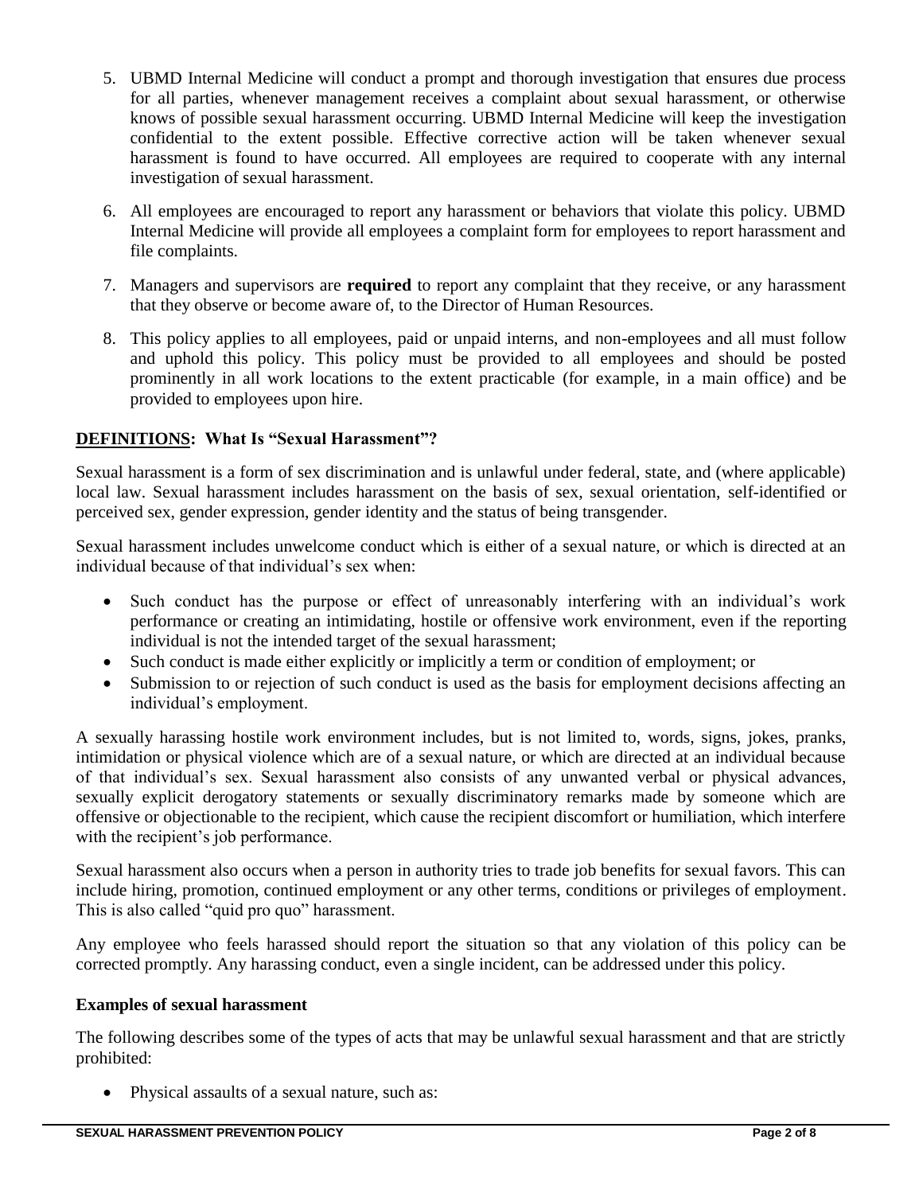5. UBMD Internal Medicine will conduct a prompt and thorough investigation that ensures due process for all parties, whenever management receives a complaint about sexual harassment, or otherwise knows of possible sexual harassment occurring. UBMD Internal Medicine will keep the investigation confidential to the extent possible. Effective corrective action will be taken whenever sexual harassment is found to have occurred. All employees are required to cooperate with any internal investigation of sexual harassment.

6. All employees are encouraged to report any harassment or behaviors that violate this policy. UBMD Internal Medicine will provide all employees a complaint form for employees to report harassment and file complaints.

7. Managers and supervisors are **required** to report any complaint that they receive, or any harassment that they observe or become aware of, to the Director of Human Resources.

8. This policy applies to all employees, paid or unpaid interns, and non-employees and all must follow and uphold this policy. This policy must be provided to all employees and should be posted prominently in all work locations to the extent practicable (for example, in a main office) and be provided to employees upon hire.

## **DEFINITIONS: What Is "Sexual Harassment"?**

Sexual harassment is a form of sex discrimination and is unlawful under federal, state, and (where applicable) local law. Sexual harassment includes harassment on the basis of sex, sexual orientation, self-identified or perceived sex, gender expression, gender identity and the status of being transgender.

Sexual harassment includes unwelcome conduct which is either of a sexual nature, or which is directed at an individual because of that individual's sex when:

- Such conduct has the purpose or effect of unreasonably interfering with an individual's work performance or creating an intimidating, hostile or offensive work environment, even if the reporting individual is not the intended target of the sexual harassment;
- Such conduct is made either explicitly or implicitly a term or condition of employment; or
- Submission to or rejection of such conduct is used as the basis for employment decisions affecting an individual's employment.

A sexually harassing hostile work environment includes, but is not limited to, words, signs, jokes, pranks, intimidation or physical violence which are of a sexual nature, or which are directed at an individual because of that individual's sex. Sexual harassment also consists of any unwanted verbal or physical advances, sexually explicit derogatory statements or sexually discriminatory remarks made by someone which are offensive or objectionable to the recipient, which cause the recipient discomfort or humiliation, which interfere with the recipient's job performance.

Sexual harassment also occurs when a person in authority tries to trade job benefits for sexual favors. This can include hiring, promotion, continued employment or any other terms, conditions or privileges of employment. This is also called "quid pro quo" harassment.

Any employee who feels harassed should report the situation so that any violation of this policy can be corrected promptly. Any harassing conduct, even a single incident, can be addressed under this policy.

### **Examples of sexual harassment**

The following describes some of the types of acts that may be unlawful sexual harassment and that are strictly prohibited:

- Physical assaults of a sexual nature, such as: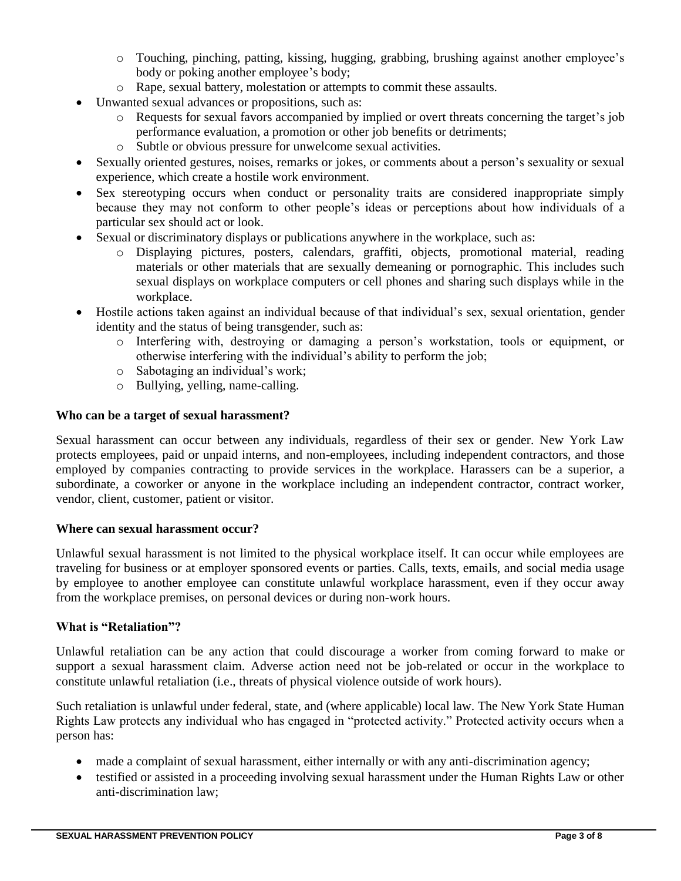- Touching, pinching, patting, kissing, hugging, grabbing, brushing against another employee's body or poking another employee's body;
    - Rape, sexual battery, molestation or attempts to commit these assaults.
- Unwanted sexual advances or propositions, such as:
    - Requests for sexual favors accompanied by implied or overt threats concerning the target's job performance evaluation, a promotion or other job benefits or detriments;
    - Subtle or obvious pressure for unwelcome sexual activities.
- Sexually oriented gestures, noises, remarks or jokes, or comments about a person's sexuality or sexual experience, which create a hostile work environment.
- Sex stereotyping occurs when conduct or personality traits are considered inappropriate simply because they may not conform to other people's ideas or perceptions about how individuals of a particular sex should act or look.
- Sexual or discriminatory displays or publications anywhere in the workplace, such as:
    - Displaying pictures, posters, calendars, graffiti, objects, promotional material, reading materials or other materials that are sexually demeaning or pornographic. This includes such sexual displays on workplace computers or cell phones and sharing such displays while in the workplace.
- Hostile actions taken against an individual because of that individual's sex, sexual orientation, gender identity and the status of being transgender, such as:
    - Interfering with, destroying or damaging a person's workstation, tools or equipment, or otherwise interfering with the individual's ability to perform the job;
    - Sabotaging an individual's work;
    - Bullying, yelling, name-calling.

**Who can be a target of sexual harassment?**

Sexual harassment can occur between any individuals, regardless of their sex or gender. New York Law protects employees, paid or unpaid interns, and non-employees, including independent contractors, and those employed by companies contracting to provide services in the workplace. Harassers can be a superior, a subordinate, a coworker or anyone in the workplace including an independent contractor, contract worker, vendor, client, customer, patient or visitor.

**Where can sexual harassment occur?**

Unlawful sexual harassment is not limited to the physical workplace itself. It can occur while employees are traveling for business or at employer sponsored events or parties. Calls, texts, emails, and social media usage by employee to another employee can constitute unlawful workplace harassment, even if they occur away from the workplace premises, on personal devices or during non-work hours.

**What is "Retaliation"?**

Unlawful retaliation can be any action that could discourage a worker from coming forward to make or support a sexual harassment claim. Adverse action need not be job-related or occur in the workplace to constitute unlawful retaliation (i.e., threats of physical violence outside of work hours).

Such retaliation is unlawful under federal, state, and (where applicable) local law. The New York State Human Rights Law protects any individual who has engaged in "protected activity." Protected activity occurs when a person has:

- made a complaint of sexual harassment, either internally or with any anti-discrimination agency;
- testified or assisted in a proceeding involving sexual harassment under the Human Rights Law or other anti-discrimination law;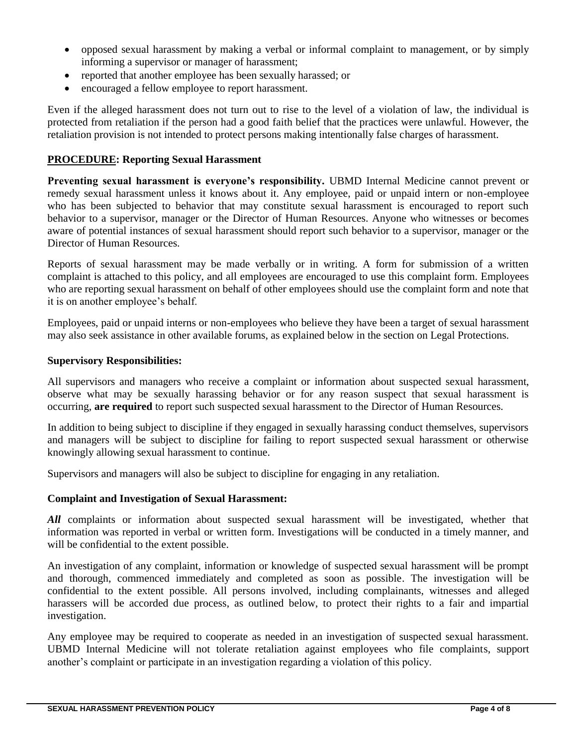- opposed sexual harassment by making a verbal or informal complaint to management, or by simply informing a supervisor or manager of harassment;
- reported that another employee has been sexually harassed; or
- encouraged a fellow employee to report harassment.

Even if the alleged harassment does not turn out to rise to the level of a violation of law, the individual is protected from retaliation if the person had a good faith belief that the practices were unlawful. However, the retaliation provision is not intended to protect persons making intentionally false charges of harassment.

**<u>PROCEDURE</u>: Reporting Sexual Harassment**

**Preventing sexual harassment is everyone's responsibility.** UBMD Internal Medicine cannot prevent or remedy sexual harassment unless it knows about it. Any employee, paid or unpaid intern or non-employee who has been subjected to behavior that may constitute sexual harassment is encouraged to report such behavior to a supervisor, manager or the Director of Human Resources. Anyone who witnesses or becomes aware of potential instances of sexual harassment should report such behavior to a supervisor, manager or the Director of Human Resources.

Reports of sexual harassment may be made verbally or in writing. A form for submission of a written complaint is attached to this policy, and all employees are encouraged to use this complaint form. Employees who are reporting sexual harassment on behalf of other employees should use the complaint form and note that it is on another employee's behalf.

Employees, paid or unpaid interns or non-employees who believe they have been a target of sexual harassment may also seek assistance in other available forums, as explained below in the section on Legal Protections.

**Supervisory Responsibilities:**

All supervisors and managers who receive a complaint or information about suspected sexual harassment, observe what may be sexually harassing behavior or for any reason suspect that sexual harassment is occurring, **are required** to report such suspected sexual harassment to the Director of Human Resources.

In addition to being subject to discipline if they engaged in sexually harassing conduct themselves, supervisors and managers will be subject to discipline for failing to report suspected sexual harassment or otherwise knowingly allowing sexual harassment to continue.

Supervisors and managers will also be subject to discipline for engaging in any retaliation.

**Complaint and Investigation of Sexual Harassment:**

***All*** complaints or information about suspected sexual harassment will be investigated, whether that information was reported in verbal or written form. Investigations will be conducted in a timely manner, and will be confidential to the extent possible.

An investigation of any complaint, information or knowledge of suspected sexual harassment will be prompt and thorough, commenced immediately and completed as soon as possible. The investigation will be confidential to the extent possible. All persons involved, including complainants, witnesses and alleged harassers will be accorded due process, as outlined below, to protect their rights to a fair and impartial investigation.

Any employee may be required to cooperate as needed in an investigation of suspected sexual harassment. UBMD Internal Medicine will not tolerate retaliation against employees who file complaints, support another's complaint or participate in an investigation regarding a violation of this policy.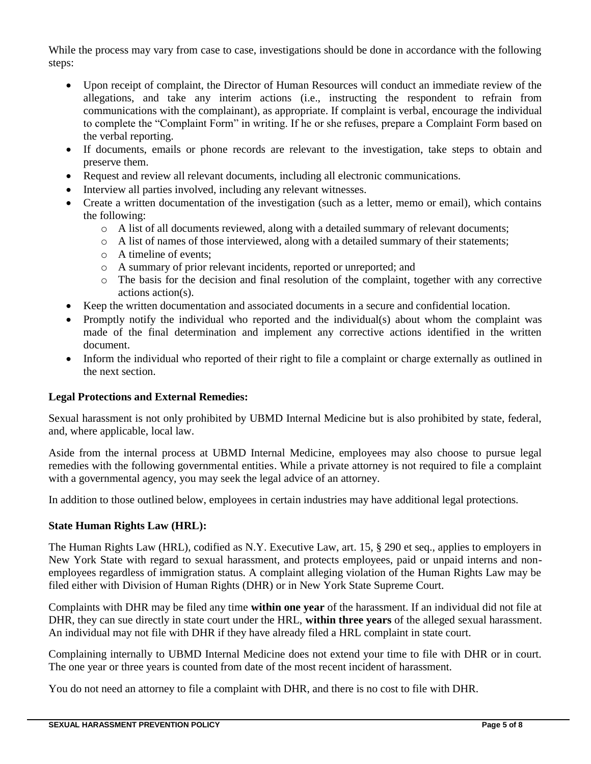While the process may vary from case to case, investigations should be done in accordance with the following steps:

- Upon receipt of complaint, the Director of Human Resources will conduct an immediate review of the allegations, and take any interim actions (i.e., instructing the respondent to refrain from communications with the complainant), as appropriate. If complaint is verbal, encourage the individual to complete the "Complaint Form" in writing. If he or she refuses, prepare a Complaint Form based on the verbal reporting.
- If documents, emails or phone records are relevant to the investigation, take steps to obtain and preserve them.
- Request and review all relevant documents, including all electronic communications.
- Interview all parties involved, including any relevant witnesses.
- Create a written documentation of the investigation (such as a letter, memo or email), which contains the following:
  - A list of all documents reviewed, along with a detailed summary of relevant documents;
  - A list of names of those interviewed, along with a detailed summary of their statements;
  - A timeline of events;
  - A summary of prior relevant incidents, reported or unreported; and
  - The basis for the decision and final resolution of the complaint, together with any corrective actions action(s).
- Keep the written documentation and associated documents in a secure and confidential location.
- Promptly notify the individual who reported and the individual(s) about whom the complaint was made of the final determination and implement any corrective actions identified in the written document.
- Inform the individual who reported of their right to file a complaint or charge externally as outlined in the next section.

**Legal Protections and External Remedies:**

Sexual harassment is not only prohibited by UBMD Internal Medicine but is also prohibited by state, federal, and, where applicable, local law.

Aside from the internal process at UBMD Internal Medicine, employees may also choose to pursue legal remedies with the following governmental entities. While a private attorney is not required to file a complaint with a governmental agency, you may seek the legal advice of an attorney.

In addition to those outlined below, employees in certain industries may have additional legal protections.

**State Human Rights Law (HRL):**

The Human Rights Law (HRL), codified as N.Y. Executive Law, art. 15, § 290 et seq., applies to employers in New York State with regard to sexual harassment, and protects employees, paid or unpaid interns and non-employees regardless of immigration status. A complaint alleging violation of the Human Rights Law may be filed either with Division of Human Rights (DHR) or in New York State Supreme Court.

Complaints with DHR may be filed any time **within one year** of the harassment. If an individual did not file at DHR, they can sue directly in state court under the HRL, **within three years** of the alleged sexual harassment. An individual may not file with DHR if they have already filed a HRL complaint in state court.

Complaining internally to UBMD Internal Medicine does not extend your time to file with DHR or in court. The one year or three years is counted from date of the most recent incident of harassment.

You do not need an attorney to file a complaint with DHR, and there is no cost to file with DHR.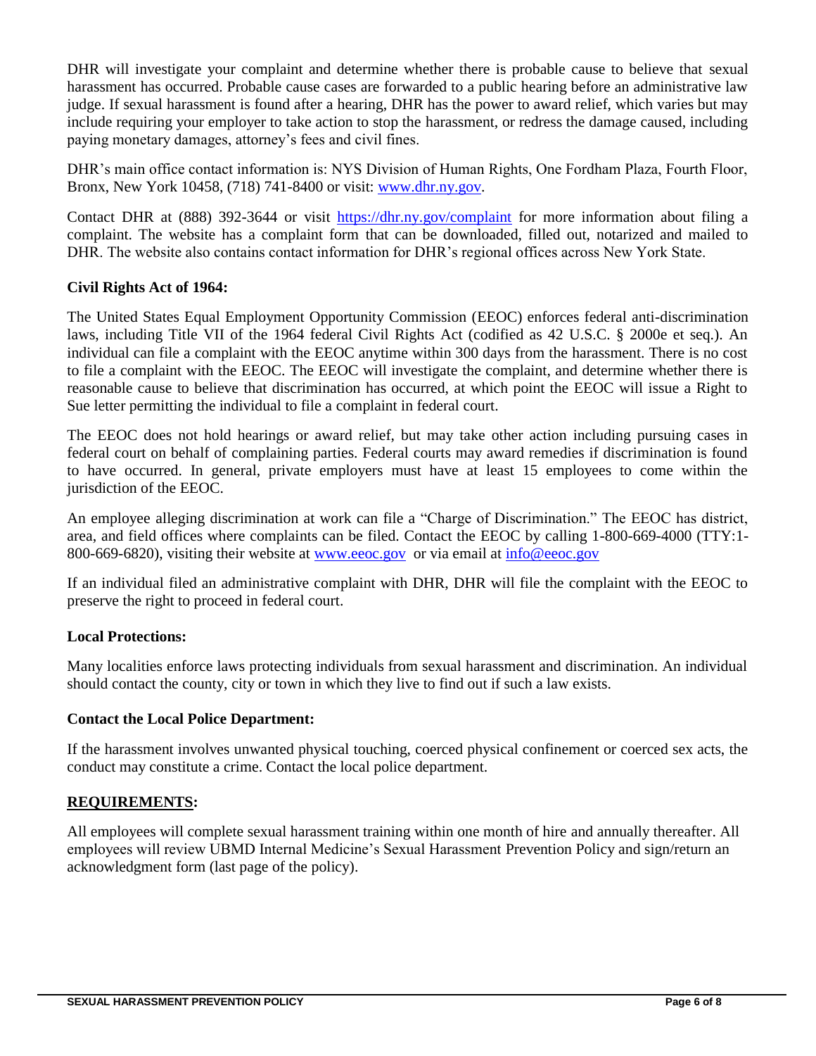DHR will investigate your complaint and determine whether there is probable cause to believe that sexual harassment has occurred. Probable cause cases are forwarded to a public hearing before an administrative law judge. If sexual harassment is found after a hearing, DHR has the power to award relief, which varies but may include requiring your employer to take action to stop the harassment, or redress the damage caused, including paying monetary damages, attorney's fees and civil fines.

DHR's main office contact information is: NYS Division of Human Rights, One Fordham Plaza, Fourth Floor, Bronx, New York 10458, (718) 741-8400 or visit: [www.dhr.ny.gov](http://www.dhr.ny.gov).

Contact DHR at (888) 392-3644 or visit [https://dhr.ny.gov/complaint](https://dhr.ny.gov/complaint) for more information about filing a complaint. The website has a complaint form that can be downloaded, filled out, notarized and mailed to DHR. The website also contains contact information for DHR's regional offices across New York State.

**Civil Rights Act of 1964:**

The United States Equal Employment Opportunity Commission (EEOC) enforces federal anti-discrimination laws, including Title VII of the 1964 federal Civil Rights Act (codified as 42 U.S.C. § 2000e et seq.). An individual can file a complaint with the EEOC anytime within 300 days from the harassment. There is no cost to file a complaint with the EEOC. The EEOC will investigate the complaint, and determine whether there is reasonable cause to believe that discrimination has occurred, at which point the EEOC will issue a Right to Sue letter permitting the individual to file a complaint in federal court.

The EEOC does not hold hearings or award relief, but may take other action including pursuing cases in federal court on behalf of complaining parties. Federal courts may award remedies if discrimination is found to have occurred. In general, private employers must have at least 15 employees to come within the jurisdiction of the EEOC.

An employee alleging discrimination at work can file a "Charge of Discrimination." The EEOC has district, area, and field offices where complaints can be filed. Contact the EEOC by calling 1-800-669-4000 (TTY:1-800-669-6820), visiting their website at [www.eeoc.gov](http://www.eeoc.gov) or via email at [info@eeoc.gov](mailto:info@eeoc.gov)

If an individual filed an administrative complaint with DHR, DHR will file the complaint with the EEOC to preserve the right to proceed in federal court.

**Local Protections:**

Many localities enforce laws protecting individuals from sexual harassment and discrimination. An individual should contact the county, city or town in which they live to find out if such a law exists.

**Contact the Local Police Department:**

If the harassment involves unwanted physical touching, coerced physical confinement or coerced sex acts, the conduct may constitute a crime. Contact the local police department.

**REQUIREMENTS:**

All employees will complete sexual harassment training within one month of hire and annually thereafter. All employees will review UBMD Internal Medicine's Sexual Harassment Prevention Policy and sign/return an acknowledgment form (last page of the policy).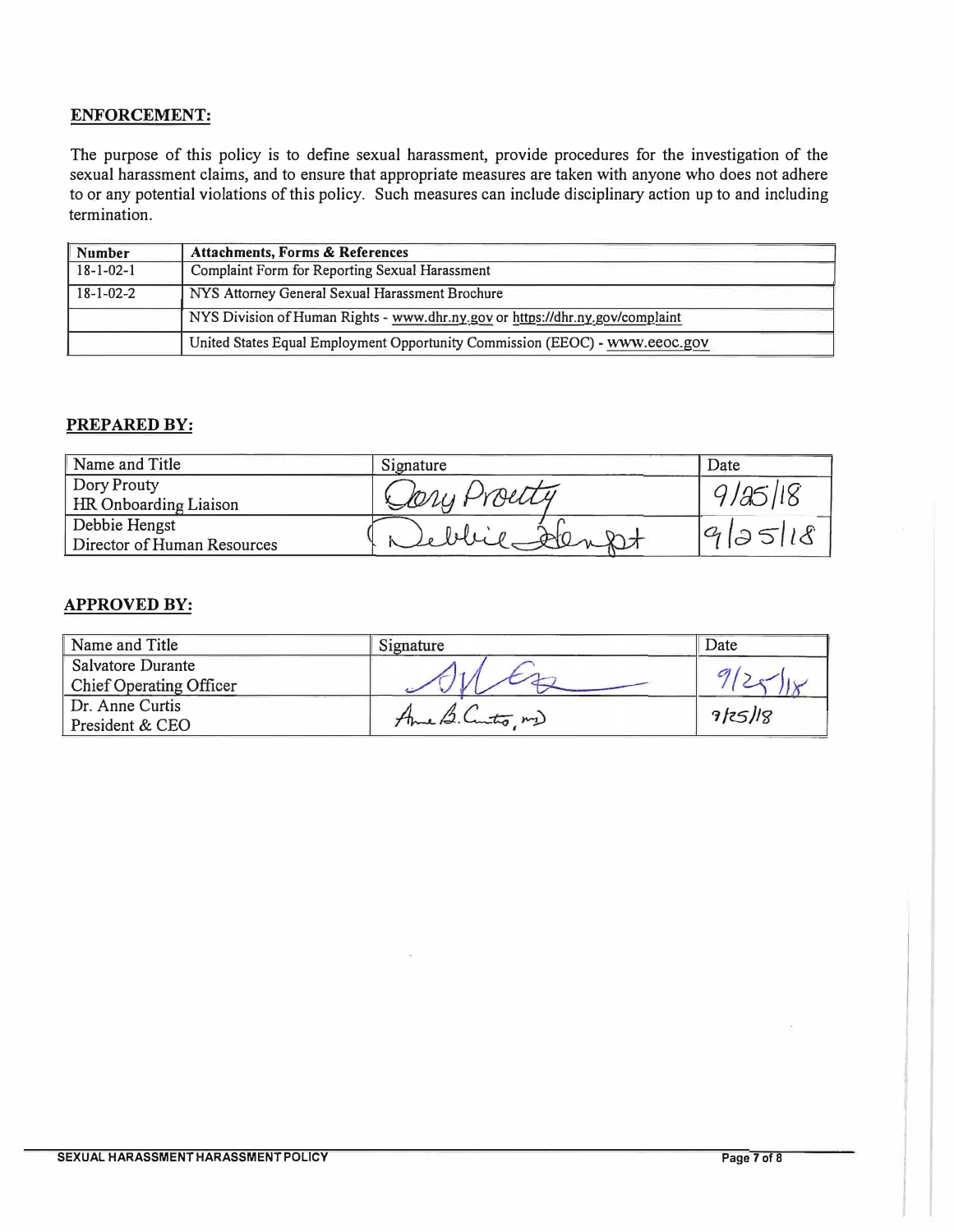## ENFORCEMENT:

The purpose of this policy is to define sexual harassment, provide procedures for the investigation of the sexual harassment claims, and to ensure that appropriate measures are taken with anyone who does not adhere to or any potential violations of this policy. Such measures can include disciplinary action up to and including termination.

| Number | Attachments, Forms & References |
|---|---|
| 18-1-02-1 | Complaint Form for Reporting Sexual Harassment |
| 18-1-02-2 | NYS Attorney General Sexual Harassment Brochure |
| | NYS Division of Human Rights - www.dhr.ny.gov or https://dhr.ny.gov/complaint |
| | United States Equal Employment Opportunity Commission (EEOC) - www.eeoc.gov |

## PREPARED BY:

| Name and Title | Signature | Date |
|---|---|---|
| Dory Prouty<br>HR Onboarding Liaison | Dory Prouty | 9/25/18 |
| Debbie Hengst<br>Director of Human Resources | Debbie Hengst | 9/25/18 |

## APPROVED BY:

| Name and Title | Signature | Date |
|---|---|---|
| Salvatore Durante<br>Chief Operating Officer | [signature] | 9/25/18 |
| Dr. Anne Curtis<br>President & CEO | Anne B. Curtis, MD | 9/25/18 |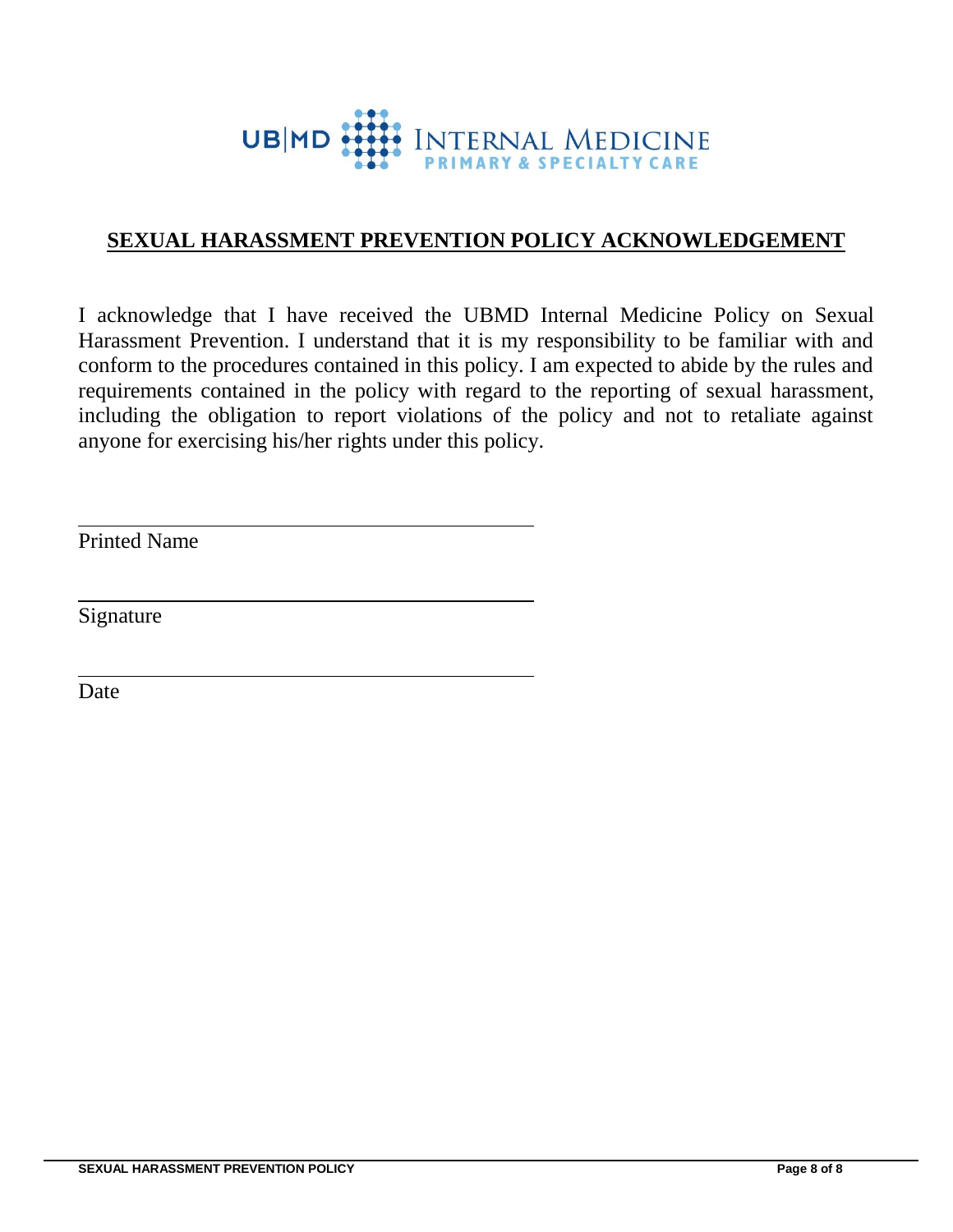UB|MD INTERNAL MEDICINE
PRIMARY & SPECIALTY CARE

## SEXUAL HARASSMENT PREVENTION POLICY ACKNOWLEDGEMENT

I acknowledge that I have received the UBMD Internal Medicine Policy on Sexual Harassment Prevention. I understand that it is my responsibility to be familiar with and conform to the procedures contained in this policy. I am expected to abide by the rules and requirements contained in the policy with regard to the reporting of sexual harassment, including the obligation to report violations of the policy and not to retaliate against anyone for exercising his/her rights under this policy.

______________________________________
Printed Name

______________________________________
Signature

______________________________________
Date